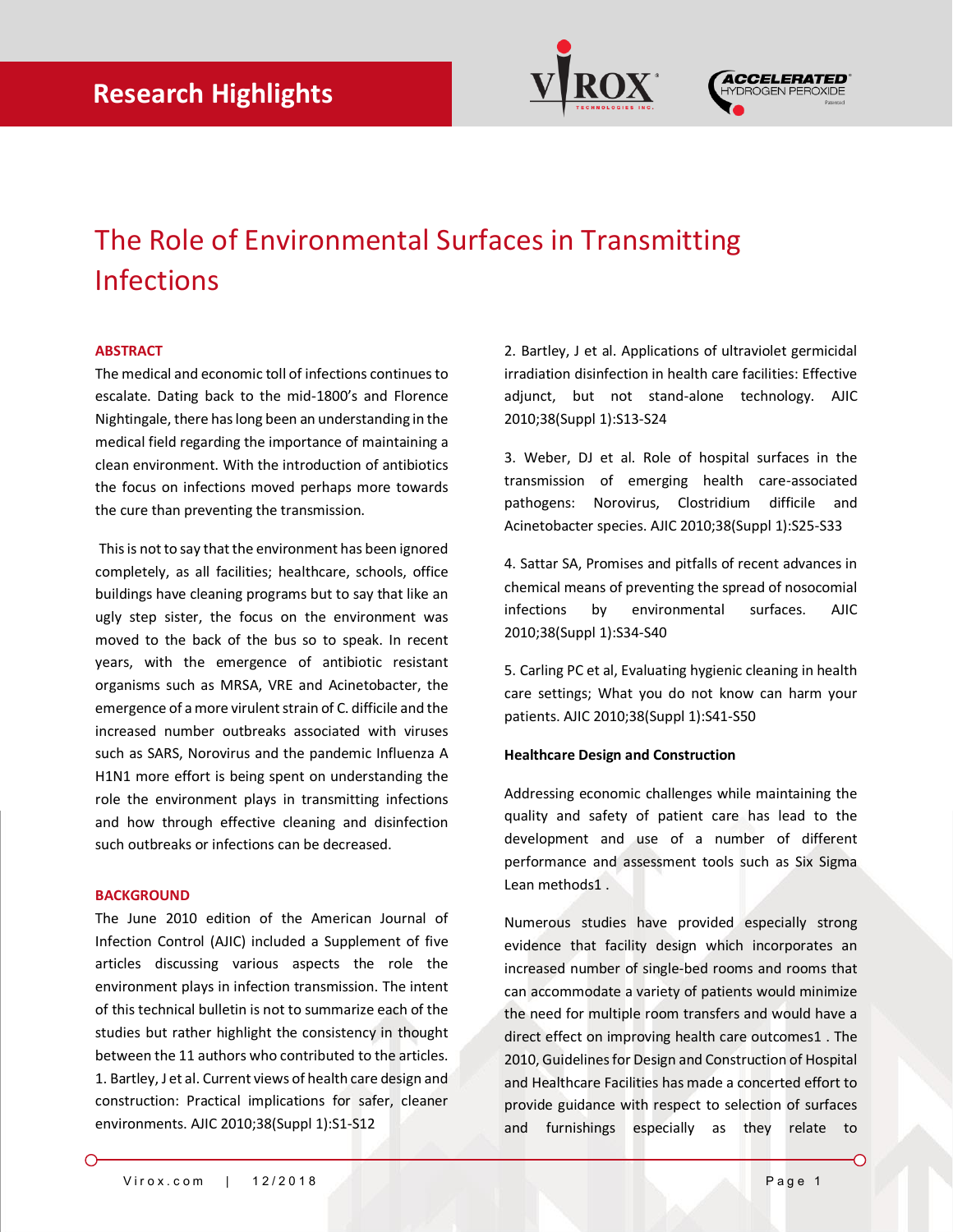Research Highlights

# The Role of Environmental Surfaces in Transmitting Infections

## ABSTRACT

The medical and economic toll of infections continues to escalate. Dating back to the mid-1800's and Florence Nightingale, there has long been an understanding in the medical field regarding the importance of maintaining a clean environment. With the introduction of antibiotics the focus on infections moved perhaps more towards the cure than preventing the transmission.

This is not to say that the environment has been ignored completely, as all facilities; healthcare, schools, office buildings have cleaning programs but to say that like an ugly step sister, the focus on the environment was moved to the back of the bus so to speak. In recent years, with the emergence of antibiotic resistant organisms such as MRSA, VRE and Acinetobacter, the emergence of a more virulent strain of C. difficile and the increased number outbreaks associated with viruses such as SARS, Norovirus and the pandemic Influenza A H1N1 more effort is being spent on understanding the role the environment plays in transmitting infections and how through effective cleaning and disinfection such outbreaks or infections can be decreased.

## BACKGROUND

The June 2010 edition of the American Journal of Infection Control (AJIC) included a Supplement of five articles discussing various aspects the role the environment plays in infection transmission. The intent of this technical bulletin is not to summarize each of the studies but rather highlight the consistency in thought between the 11 authors who contributed to the articles.

1. Bartley, J et al. Current views of health care design and construction: Practical implications for safer, cleaner environments. AJIC 2010;38(Suppl 1):S1-S12

2. Bartley, J et al. Applications of ultraviolet germicidal irradiation disinfection in health care facilities: Effective adjunct, but not stand-alone technology. AJIC 2010;38(Suppl 1):S13-S24

3. Weber, DJ et al. Role of hospital surfaces in the transmission of emerging health care-associated pathogens: Norovirus, Clostridium difficile and Acinetobacter species. AJIC 2010;38(Suppl 1):S25-S33

4. Sattar SA, Promises and pitfalls of recent advances in chemical means of preventing the spread of nosocomial infections by environmental surfaces. AJIC 2010;38(Suppl 1):S34-S40

5. Carling PC et al, Evaluating hygienic cleaning in health care settings; What you do not know can harm your patients. AJIC 2010;38(Suppl 1):S41-S50

**Healthcare Design and Construction**

Addressing economic challenges while maintaining the quality and safety of patient care has lead to the development and use of a number of different performance and assessment tools such as Six Sigma Lean methods1 .

Numerous studies have provided especially strong evidence that facility design which incorporates an increased number of single-bed rooms and rooms that can accommodate a variety of patients would minimize the need for multiple room transfers and would have a direct effect on improving health care outcomes1 . The 2010, Guidelines for Design and Construction of Hospital and Healthcare Facilities has made a concerted effort to provide guidance with respect to selection of surfaces and furnishings especially as they relate to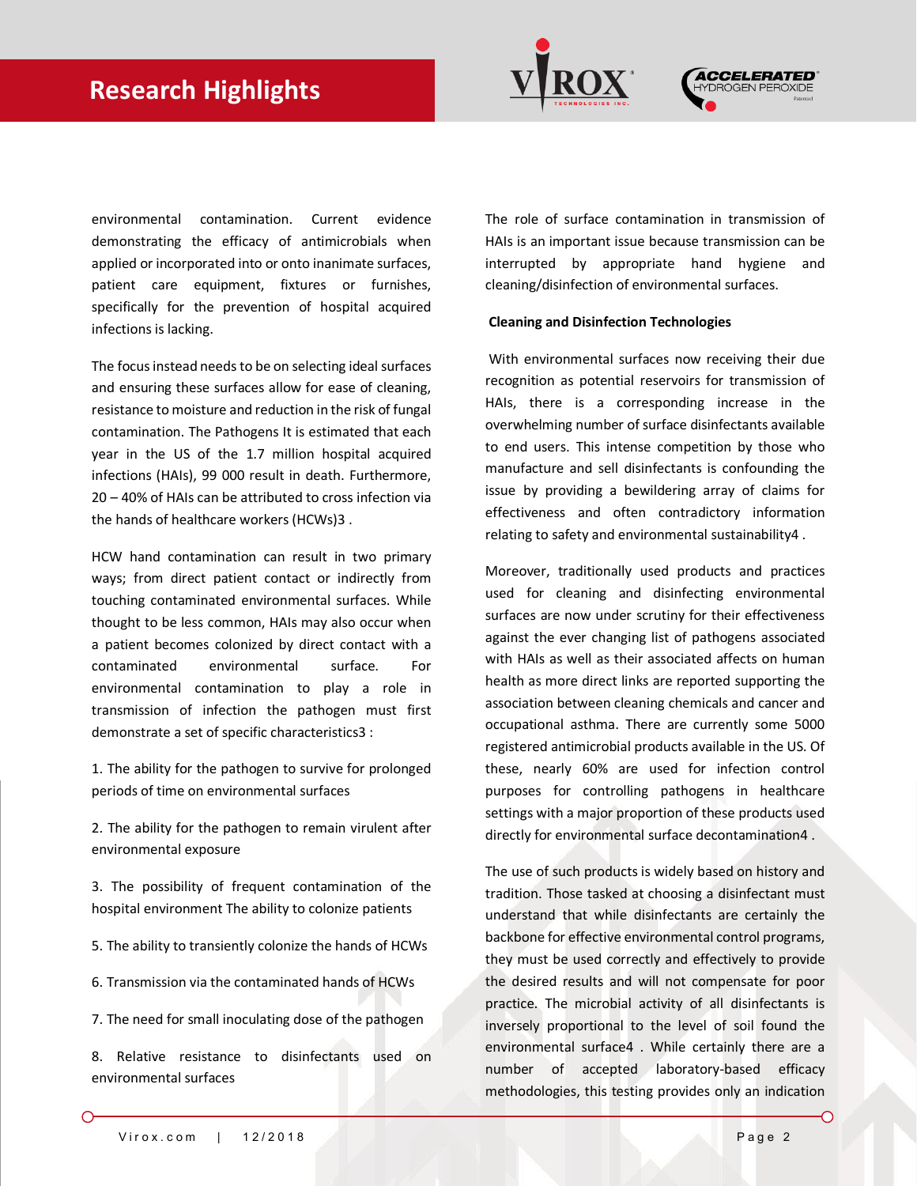environmental contamination. Current evidence demonstrating the efficacy of antimicrobials when applied or incorporated into or onto inanimate surfaces, patient care equipment, fixtures or furnishes, specifically for the prevention of hospital acquired infections is lacking.

The focus instead needs to be on selecting ideal surfaces and ensuring these surfaces allow for ease of cleaning, resistance to moisture and reduction in the risk of fungal contamination. The Pathogens It is estimated that each year in the US of the 1.7 million hospital acquired infections (HAIs), 99 000 result in death. Furthermore, 20 – 40% of HAIs can be attributed to cross infection via the hands of healthcare workers (HCWs)3 .

HCW hand contamination can result in two primary ways; from direct patient contact or indirectly from touching contaminated environmental surfaces. While thought to be less common, HAIs may also occur when a patient becomes colonized by direct contact with a contaminated environmental surface. For environmental contamination to play a role in transmission of infection the pathogen must first demonstrate a set of specific characteristics3 :

1. The ability for the pathogen to survive for prolonged periods of time on environmental surfaces

2. The ability for the pathogen to remain virulent after environmental exposure

3. The possibility of frequent contamination of the hospital environment The ability to colonize patients

5. The ability to transiently colonize the hands of HCWs

6. Transmission via the contaminated hands of HCWs

7. The need for small inoculating dose of the pathogen

8. Relative resistance to disinfectants used on environmental surfaces

The role of surface contamination in transmission of HAIs is an important issue because transmission can be interrupted by appropriate hand hygiene and cleaning/disinfection of environmental surfaces.

**Cleaning and Disinfection Technologies**

With environmental surfaces now receiving their due recognition as potential reservoirs for transmission of HAIs, there is a corresponding increase in the overwhelming number of surface disinfectants available to end users. This intense competition by those who manufacture and sell disinfectants is confounding the issue by providing a bewildering array of claims for effectiveness and often contradictory information relating to safety and environmental sustainability4 .

Moreover, traditionally used products and practices used for cleaning and disinfecting environmental surfaces are now under scrutiny for their effectiveness against the ever changing list of pathogens associated with HAIs as well as their associated affects on human health as more direct links are reported supporting the association between cleaning chemicals and cancer and occupational asthma. There are currently some 5000 registered antimicrobial products available in the US. Of these, nearly 60% are used for infection control purposes for controlling pathogens in healthcare settings with a major proportion of these products used directly for environmental surface decontamination4 .

The use of such products is widely based on history and tradition. Those tasked at choosing a disinfectant must understand that while disinfectants are certainly the backbone for effective environmental control programs, they must be used correctly and effectively to provide the desired results and will not compensate for poor practice. The microbial activity of all disinfectants is inversely proportional to the level of soil found the environmental surface4 . While certainly there are a number of accepted laboratory-based efficacy methodologies, this testing provides only an indication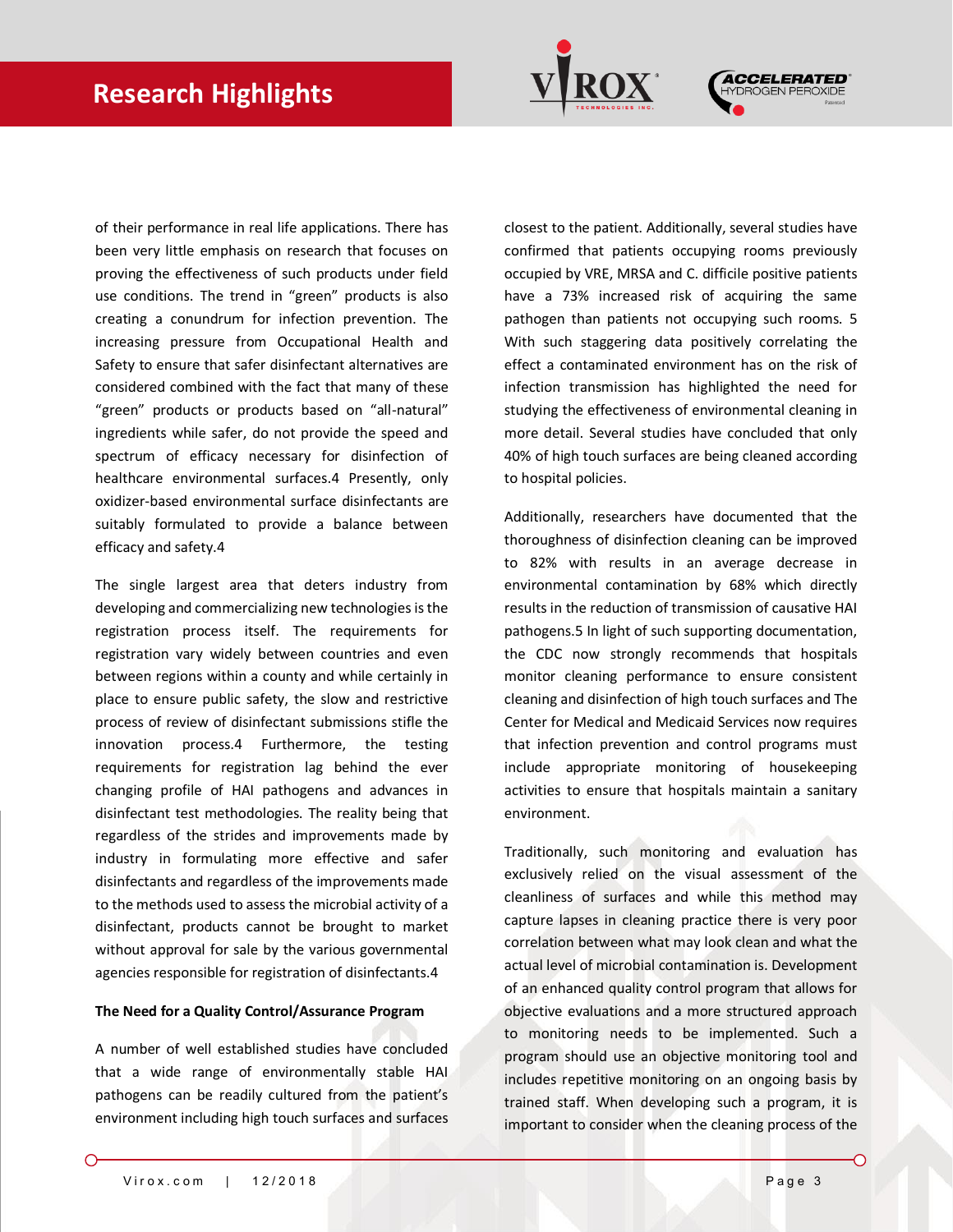of their performance in real life applications. There has been very little emphasis on research that focuses on proving the effectiveness of such products under field use conditions. The trend in "green" products is also creating a conundrum for infection prevention. The increasing pressure from Occupational Health and Safety to ensure that safer disinfectant alternatives are considered combined with the fact that many of these "green" products or products based on "all-natural" ingredients while safer, do not provide the speed and spectrum of efficacy necessary for disinfection of healthcare environmental surfaces.4 Presently, only oxidizer-based environmental surface disinfectants are suitably formulated to provide a balance between efficacy and safety.4

The single largest area that deters industry from developing and commercializing new technologies is the registration process itself. The requirements for registration vary widely between countries and even between regions within a county and while certainly in place to ensure public safety, the slow and restrictive process of review of disinfectant submissions stifle the innovation process.4 Furthermore, the testing requirements for registration lag behind the ever changing profile of HAI pathogens and advances in disinfectant test methodologies. The reality being that regardless of the strides and improvements made by industry in formulating more effective and safer disinfectants and regardless of the improvements made to the methods used to assess the microbial activity of a disinfectant, products cannot be brought to market without approval for sale by the various governmental agencies responsible for registration of disinfectants.4

**The Need for a Quality Control/Assurance Program**

A number of well established studies have concluded that a wide range of environmentally stable HAI pathogens can be readily cultured from the patient's environment including high touch surfaces and surfaces closest to the patient. Additionally, several studies have confirmed that patients occupying rooms previously occupied by VRE, MRSA and C. difficile positive patients have a 73% increased risk of acquiring the same pathogen than patients not occupying such rooms. 5 With such staggering data positively correlating the effect a contaminated environment has on the risk of infection transmission has highlighted the need for studying the effectiveness of environmental cleaning in more detail. Several studies have concluded that only 40% of high touch surfaces are being cleaned according to hospital policies.

Additionally, researchers have documented that the thoroughness of disinfection cleaning can be improved to 82% with results in an average decrease in environmental contamination by 68% which directly results in the reduction of transmission of causative HAI pathogens.5 In light of such supporting documentation, the CDC now strongly recommends that hospitals monitor cleaning performance to ensure consistent cleaning and disinfection of high touch surfaces and The Center for Medical and Medicaid Services now requires that infection prevention and control programs must include appropriate monitoring of housekeeping activities to ensure that hospitals maintain a sanitary environment.

Traditionally, such monitoring and evaluation has exclusively relied on the visual assessment of the cleanliness of surfaces and while this method may capture lapses in cleaning practice there is very poor correlation between what may look clean and what the actual level of microbial contamination is. Development of an enhanced quality control program that allows for objective evaluations and a more structured approach to monitoring needs to be implemented. Such a program should use an objective monitoring tool and includes repetitive monitoring on an ongoing basis by trained staff. When developing such a program, it is important to consider when the cleaning process of the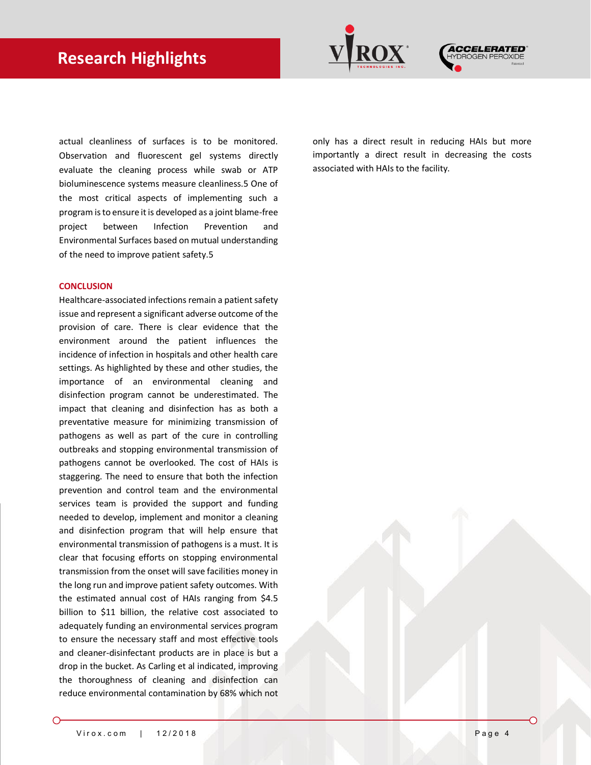actual cleanliness of surfaces is to be monitored. Observation and fluorescent gel systems directly evaluate the cleaning process while swab or ATP bioluminescence systems measure cleanliness.5 One of the most critical aspects of implementing such a program is to ensure it is developed as a joint blame-free project between Infection Prevention and Environmental Surfaces based on mutual understanding of the need to improve patient safety.5

## CONCLUSION

Healthcare-associated infections remain a patient safety issue and represent a significant adverse outcome of the provision of care. There is clear evidence that the environment around the patient influences the incidence of infection in hospitals and other health care settings. As highlighted by these and other studies, the importance of an environmental cleaning and disinfection program cannot be underestimated. The impact that cleaning and disinfection has as both a preventative measure for minimizing transmission of pathogens as well as part of the cure in controlling outbreaks and stopping environmental transmission of pathogens cannot be overlooked. The cost of HAIs is staggering. The need to ensure that both the infection prevention and control team and the environmental services team is provided the support and funding needed to develop, implement and monitor a cleaning and disinfection program that will help ensure that environmental transmission of pathogens is a must. It is clear that focusing efforts on stopping environmental transmission from the onset will save facilities money in the long run and improve patient safety outcomes. With the estimated annual cost of HAIs ranging from $4.5 billion to $11 billion, the relative cost associated to adequately funding an environmental services program to ensure the necessary staff and most effective tools and cleaner-disinfectant products are in place is but a drop in the bucket. As Carling et al indicated, improving the thoroughness of cleaning and disinfection can reduce environmental contamination by 68% which not only has a direct result in reducing HAIs but more importantly a direct result in decreasing the costs associated with HAIs to the facility.